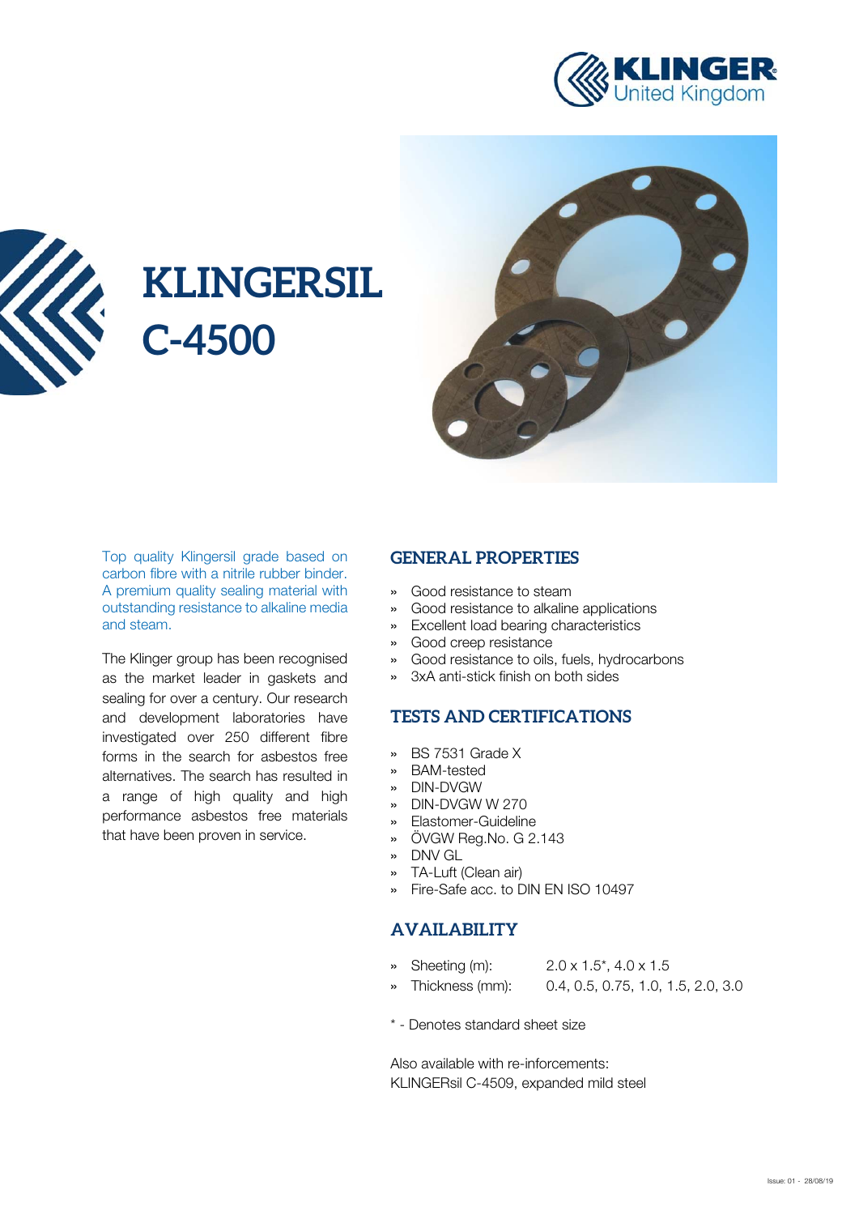# KLINGERSIL C-4500

Top quality Klingersil grade based on carbon fibre with a nitrile rubber binder. A premium quality sealing material with outstanding resistance to alkaline media and steam.

The Klinger group has been recognised as the market leader in gaskets and sealing for over a century. Our research and development laboratories have investigated over 250 different fibre forms in the search for asbestos free alternatives. The search has resulted in a range of high quality and high performance asbestos free materials that have been proven in service.

## GENERAL PROPERTIES

- Good resistance to steam
- Good resistance to alkaline applications
- Excellent load bearing characteristics
- Good creep resistance
- Good resistance to oils, fuels, hydrocarbons
- 3xA anti-stick finish on both sides

## TESTS AND CERTIFICATIONS

- BS 7531 Grade X
- BAM-tested
- DIN-DVGW
- DIN-DVGW W 270
- Elastomer-Guideline
- ÖVGW Reg.No. G 2.143
- DNV GL
- TA-Luft (Clean air)
- Fire-Safe acc. to DIN EN ISO 10497

## AVAILABILITY

- Sheeting (m): 2.0 x 1.5*, 4.0 x 1.5
- Thickness (mm): 0.4, 0.5, 0.75, 1.0, 1.5, 2.0, 3.0

* - Denotes standard sheet size

Also available with re-inforcements:
KLINGERsil C-4509, expanded mild steel

Issue: 01 - 28/08/19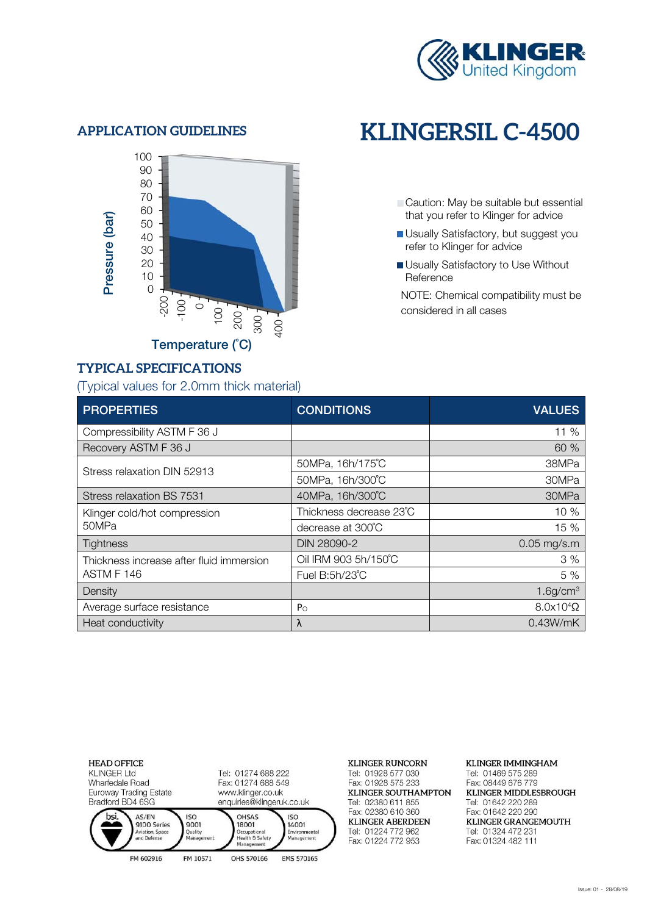KLINGER United Kingdom

## APPLICATION GUIDELINES

# KLINGERSIL C-4500

Pressure (bar)

100
90
80
70
60
50
40
30
20
10
0

-200
-100
0
100
200
300
400

Temperature (°C)

- Caution: May be suitable but essential that you refer to Klinger for advice
- Usually Satisfactory, but suggest you refer to Klinger for advice
- Usually Satisfactory to Use Without Reference

NOTE: Chemical compatibility must be considered in all cases

## TYPICAL SPECIFICATIONS

(Typical values for 2.0mm thick material)

| PROPERTIES | CONDITIONS | VALUES |
|---|---|---|
| Compressibility ASTM F 36 J | | 11 % |
| Recovery ASTM F 36 J | | 60 % |
| Stress relaxation DIN 52913 | 50MPa, 16h/175°C | 38MPa |
| | 50MPa, 16h/300°C | 30MPa |
| Stress relaxation BS 7531 | 40MPa, 16h/300°C | 30MPa |
| Klinger cold/hot compression 50MPa | Thickness decrease 23°C | 10 % |
| | decrease at 300°C | 15 % |
| Tightness | DIN 28090-2 | 0.05 mg/s.m |
| Thickness increase after fluid immersion ASTM F 146 | Oil IRM 903 5h/150°C | 3 % |
| | Fuel B:5h/23°C | 5 % |
| Density | | 1.6g/cm³ |
| Average surface resistance | $\rho_O$ | $8.0x10^4\Omega$ |
| Heat conductivity | $\lambda$ | 0.43W/mK |

**HEAD OFFICE**
KLINGER Ltd
Wharfedale Road
Euroway Trading Estate
Bradford BD4 6SG

Tel: 01274 688 222
Fax: 01274 688 549
www.klinger.co.uk
enquiries@klingeruk.co.uk

bsi. AS/EN 9100 Series Aviation, Space and Defense — FM 602916
ISO 9001 Quality Management — FM 10571
OHSAS 18001 Occupational Health & Safety Management — OHS 570166
ISO 14001 Environmental Management — EMS 570165

**KLINGER RUNCORN**
Tel: 01928 577 030
Fax: 01928 575 233

**KLINGER SOUTHAMPTON**
Tel: 02380 611 855
Fax: 02380 610 360

**KLINGER ABERDEEN**
Tel: 01224 772 962
Fax: 01224 772 953

**KLINGER IMMINGHAM**
Tel: 01469 575 289
Fax: 08449 676 779

**KLINGER MIDDLESBROUGH**
Tel: 01642 220 289
Fax: 01642 220 290

**KLINGER GRANGEMOUTH**
Tel: 01324 472 231
Fax: 01324 482 111

Issue: 01 - 28/08/19